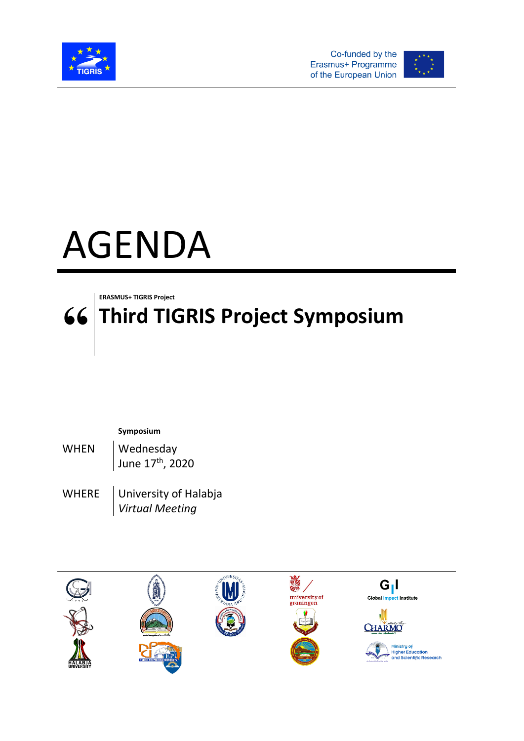Co-funded by the Erasmus+ Programme of the European Union

# AGENDA

**ERASMUS+ TIGRIS Project**

## Third TIGRIS Project Symposium

**Symposium**

WHEN | Wednesday
June 17th, 2020

WHERE | University of Halabja
*Virtual Meeting*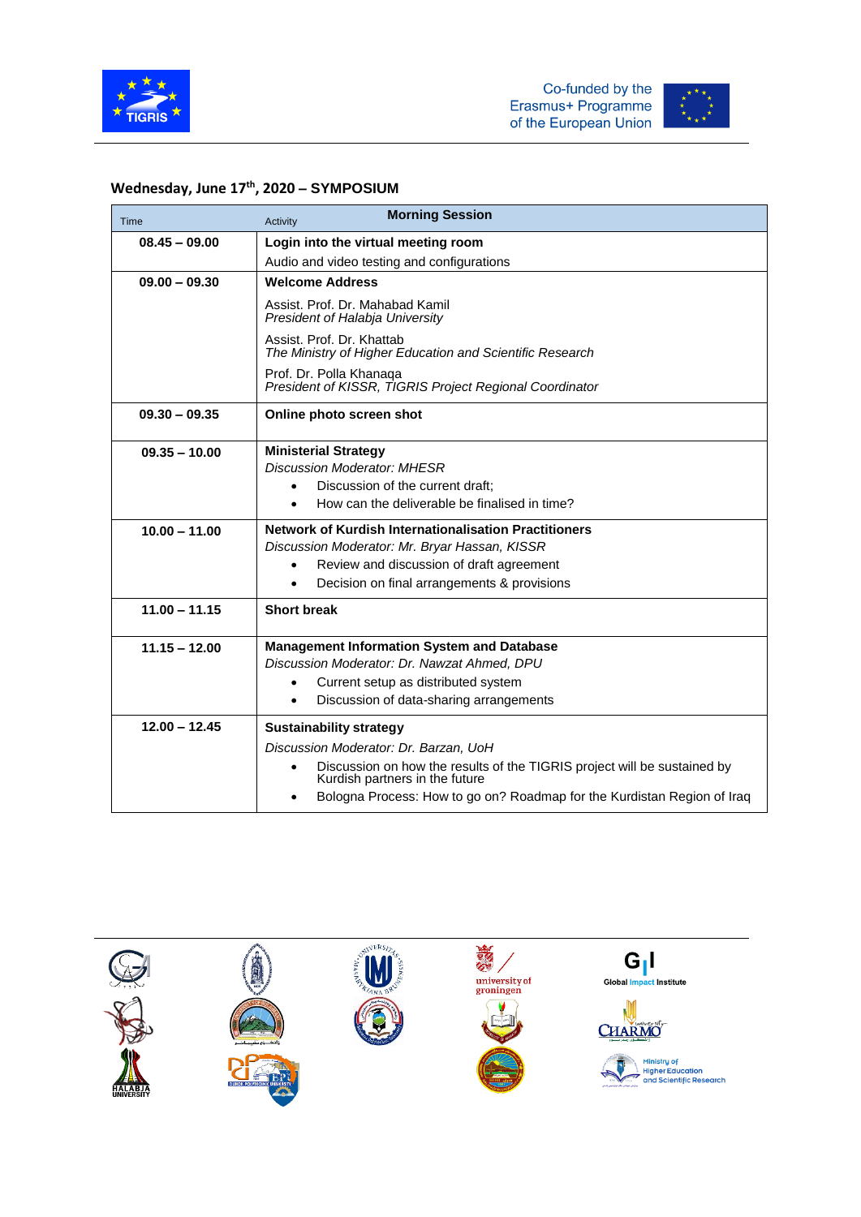## Wednesday, June 17th, 2020 – SYMPOSIUM

| Time | Activity **Morning Session** |
|---|---|
| **08.45 – 09.00** | **Login into the virtual meeting room**<br>Audio and video testing and configurations |
| **09.00 – 09.30** | **Welcome Address**<br>Assist. Prof. Dr. Mahabad Kamil<br>*President of Halabja University*<br>Assist. Prof. Dr. Khattab<br>*The Ministry of Higher Education and Scientific Research*<br>Prof. Dr. Polla Khanaqa<br>*President of KISSR, TIGRIS Project Regional Coordinator* |
| **09.30 – 09.35** | **Online photo screen shot** |
| **09.35 – 10.00** | **Ministerial Strategy**<br>*Discussion Moderator: MHESR*<br>• Discussion of the current draft;<br>• How can the deliverable be finalised in time? |
| **10.00 – 11.00** | **Network of Kurdish Internationalisation Practitioners**<br>*Discussion Moderator: Mr. Bryar Hassan, KISSR*<br>• Review and discussion of draft agreement<br>• Decision on final arrangements & provisions |
| **11.00 – 11.15** | **Short break** |
| **11.15 – 12.00** | **Management Information System and Database**<br>*Discussion Moderator: Dr. Nawzat Ahmed, DPU*<br>• Current setup as distributed system<br>• Discussion of data-sharing arrangements |
| **12.00 – 12.45** | **Sustainability strategy**<br>*Discussion Moderator: Dr. Barzan, UoH*<br>• Discussion on how the results of the TIGRIS project will be sustained by Kurdish partners in the future<br>• Bologna Process: How to go on? Roadmap for the Kurdistan Region of Iraq |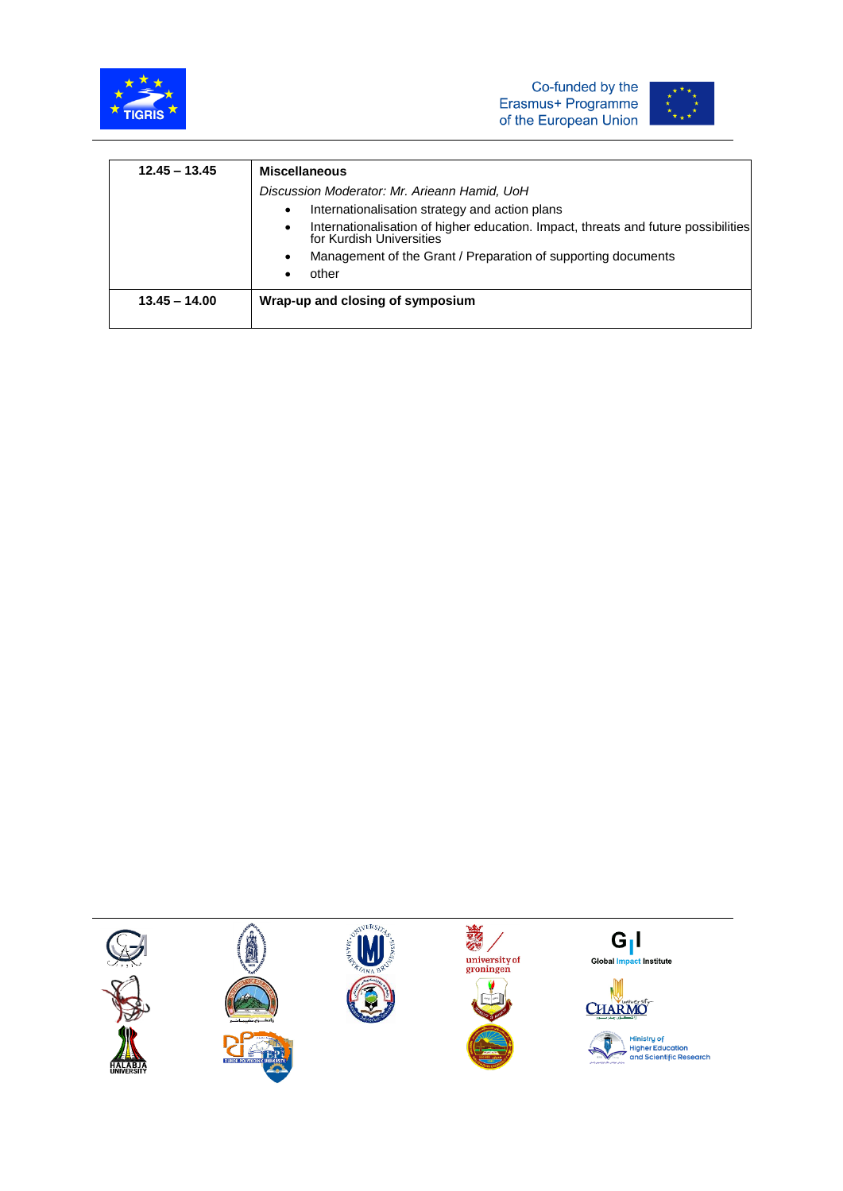| 12.45 – 13.45 | **Miscellaneous**<br>*Discussion Moderator: Mr. Arieann Hamid, UoH*<br>• Internationalisation strategy and action plans<br>• Internationalisation of higher education. Impact, threats and future possibilities for Kurdish Universities<br>• Management of the Grant / Preparation of supporting documents<br>• other |
| --- | --- |
| 13.45 – 14.00 | **Wrap-up and closing of symposium** |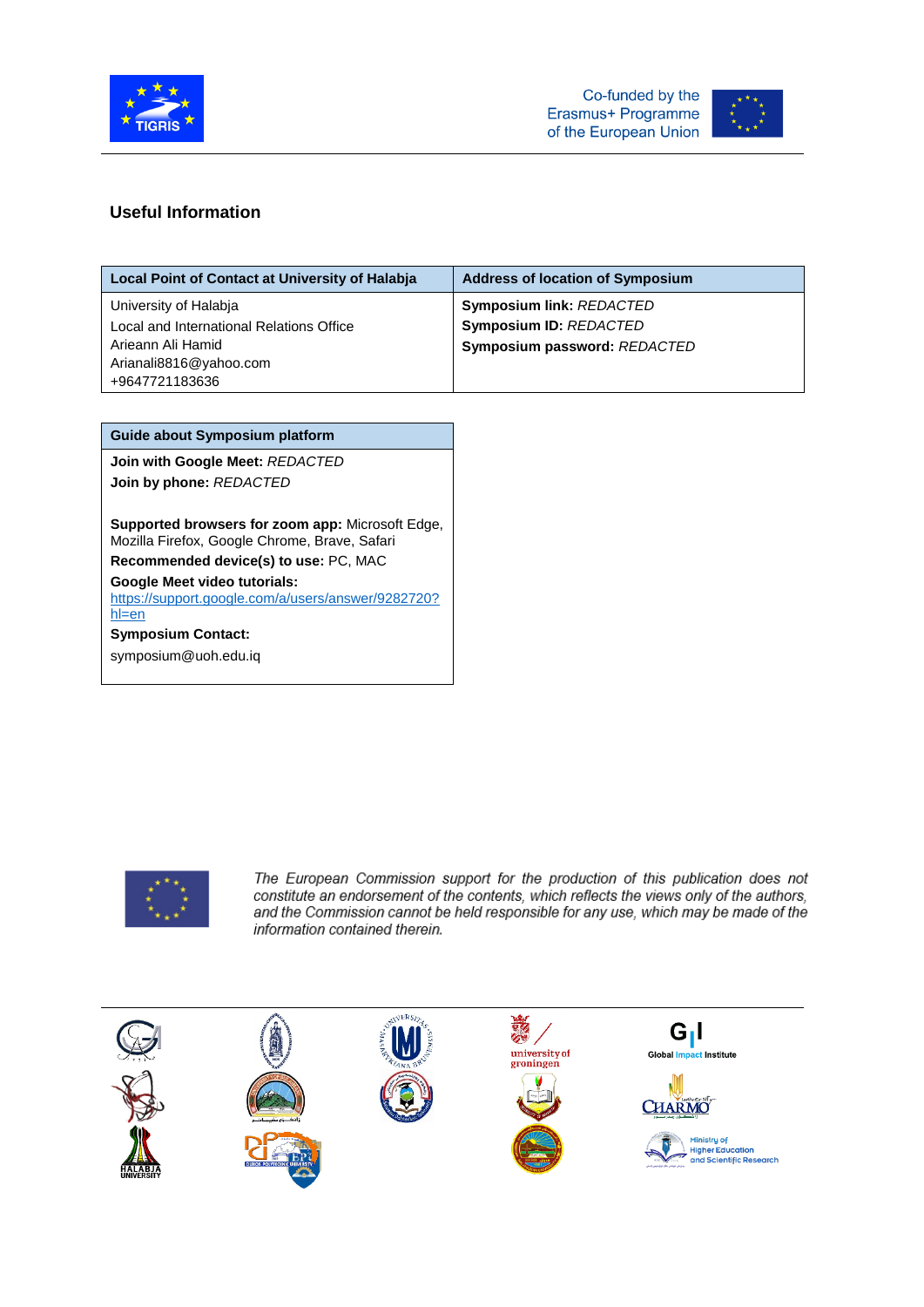Co-funded by the Erasmus+ Programme of the European Union

## Useful Information

| Local Point of Contact at University of Halabja | Address of location of Symposium |
| --- | --- |
| University of Halabja<br>Local and International Relations Office<br>Arieann Ali Hamid<br>Arianali8816@yahoo.com<br>+9647721183636 | **Symposium link:** *REDACTED*<br>**Symposium ID:** *REDACTED*<br>**Symposium password:** *REDACTED* |

| Guide about Symposium platform |
| --- |
| **Join with Google Meet:** *REDACTED*<br>**Join by phone:** *REDACTED*<br><br>**Supported browsers for zoom app:** Microsoft Edge, Mozilla Firefox, Google Chrome, Brave, Safari<br>**Recommended device(s) to use:** PC, MAC<br>**Google Meet video tutorials:** [https://support.google.com/a/users/answer/9282720?hl=en](https://support.google.com/a/users/answer/9282720?hl=en)<br>**Symposium Contact:**<br>symposium@uoh.edu.iq |

*The European Commission support for the production of this publication does not constitute an endorsement of the contents, which reflects the views only of the authors, and the Commission cannot be held responsible for any use, which may be made of the information contained therein.*